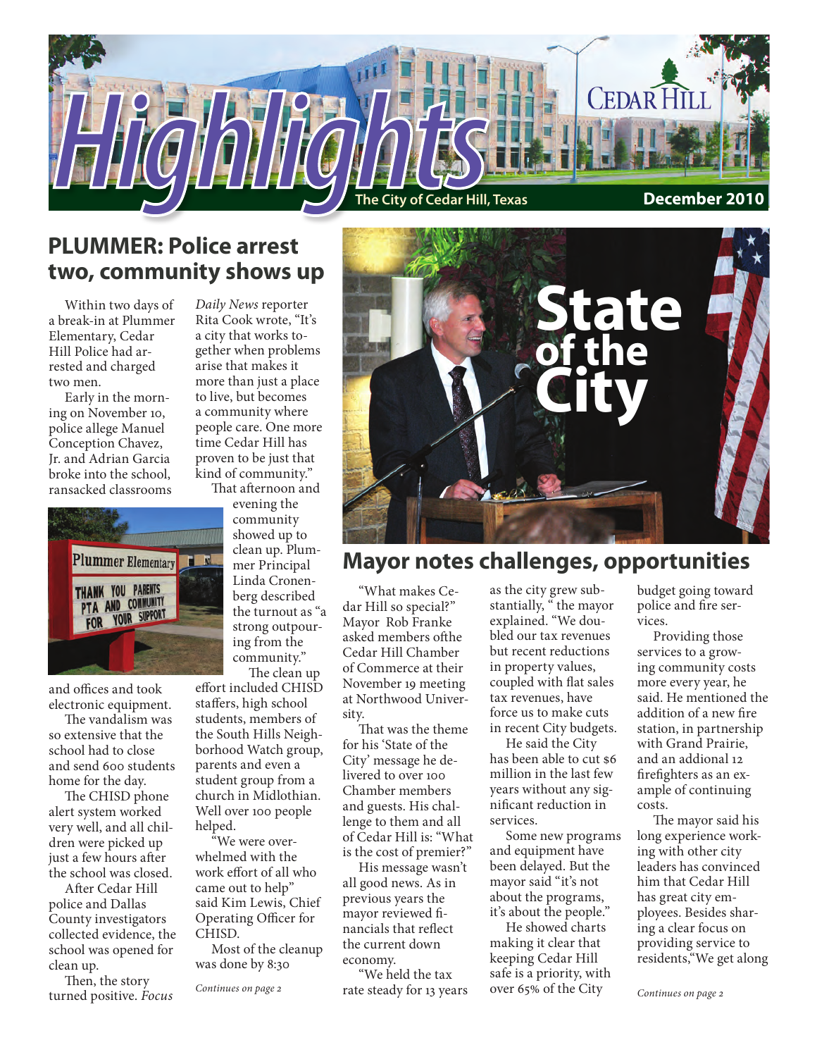# Highlights

The City of Cedar Hill, Texas

CEDAR HILL

December 2010

## PLUMMER: Police arrest two, community shows up

Within two days of a break-in at Plummer Elementary, Cedar Hill Police had arrested and charged two men.

Early in the morning on November 10, police allege Manuel Conception Chavez, Jr. and Adrian Garcia broke into the school, ransacked classrooms and offices and took electronic equipment.

The vandalism was so extensive that the school had to close and send 600 students home for the day.

The CHISD phone alert system worked very well, and all children were picked up just a few hours after the school was closed.

After Cedar Hill police and Dallas County investigators collected evidence, the school was opened for clean up.

Then, the story turned positive. *Focus Daily News* reporter Rita Cook wrote, "It's a city that works together when problems arise that makes it more than just a place to live, but becomes a community where people care. One more time Cedar Hill has proven to be just that kind of community."

That afternoon and evening the community showed up to clean up. Plummer Principal Linda Cronenberg described the turnout as "a strong outpouring from the community."

The clean up effort included CHISD staffers, high school students, members of the South Hills Neighborhood Watch group, parents and even a student group from a church in Midlothian. Well over 100 people helped.

"We were overwhelmed with the work effort of all who came out to help" said Kim Lewis, Chief Operating Officer for CHISD.

Most of the cleanup was done by 8:30

*Continues on page 2*

## State of the City

## Mayor notes challenges, opportunities

"What makes Cedar Hill so special?" Mayor Rob Franke asked members ofthe Cedar Hill Chamber of Commerce at their November 19 meeting at Northwood University.

That was the theme for his 'State of the City' message he delivered to over 100 Chamber members and guests. His challenge to them and all of Cedar Hill is: "What is the cost of premier?"

His message wasn't all good news. As in previous years the mayor reviewed financials that reflect the current down economy.

"We held the tax rate steady for 13 years as the city grew substantially, " the mayor explained. "We doubled our tax revenues but recent reductions in property values, coupled with flat sales tax revenues, have force us to make cuts in recent City budgets.

He said the City has been able to cut $6 million in the last few years without any significant reduction in services.

Some new programs and equipment have been delayed. But the mayor said "it's not about the programs, it's about the people."

He showed charts making it clear that keeping Cedar Hill safe is a priority, with over 65% of the City budget going toward police and fire services.

Providing those services to a growing community costs more every year, he said. He mentioned the addition of a new fire station, in partnership with Grand Prairie, and an addional 12 firefighters as an example of continuing costs.

The mayor said his long experience working with other city leaders has convinced him that Cedar Hill has great city employees. Besides sharing a clear focus on providing service to residents,"We get along

*Continues on page 2*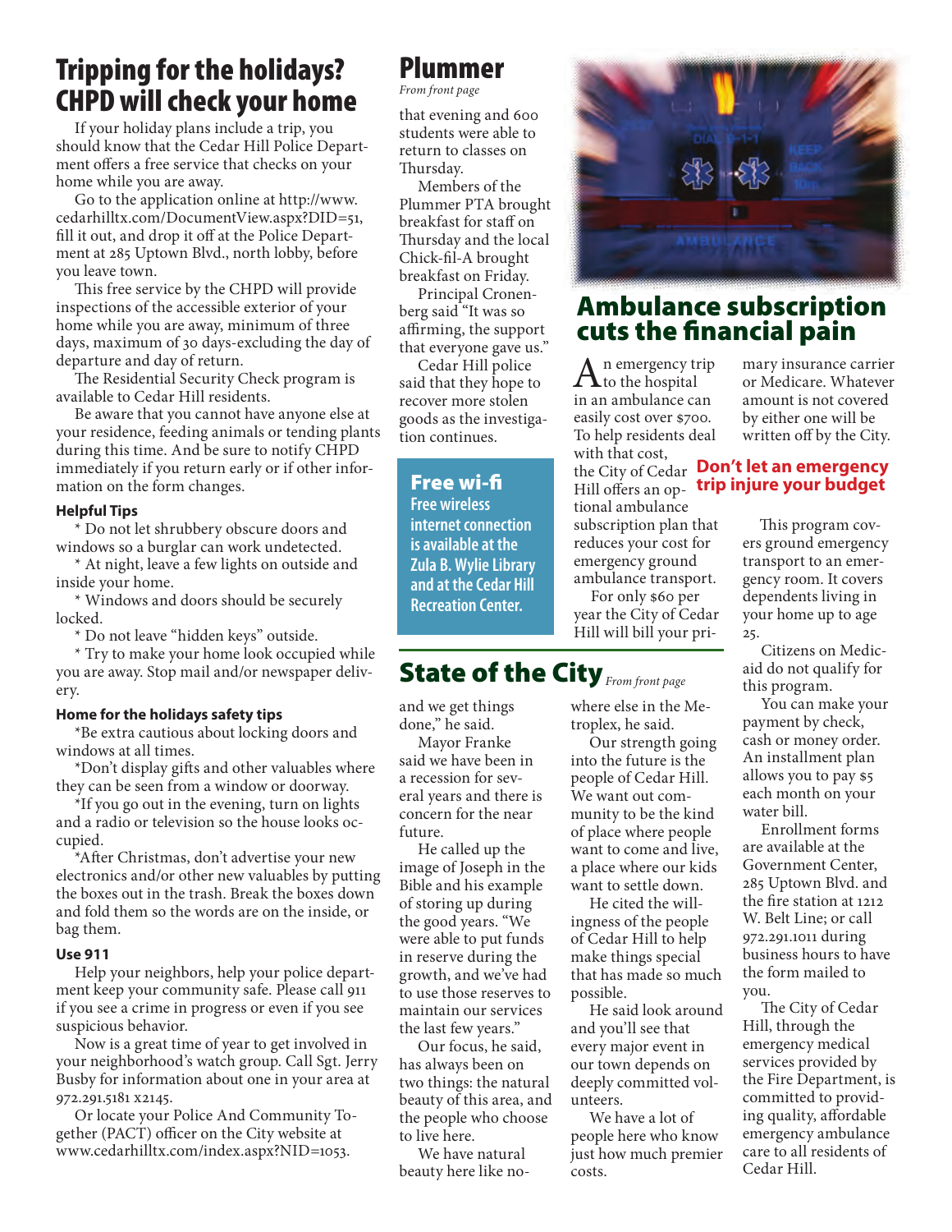# Tripping for the holidays? CHPD will check your home

If your holiday plans include a trip, you should know that the Cedar Hill Police Department offers a free service that checks on your home while you are away.

Go to the application online at http://www.cedarhilltx.com/DocumentView.aspx?DID=51, fill it out, and drop it off at the Police Department at 285 Uptown Blvd., north lobby, before you leave town.

This free service by the CHPD will provide inspections of the accessible exterior of your home while you are away, minimum of three days, maximum of 30 days-excluding the day of departure and day of return.

The Residential Security Check program is available to Cedar Hill residents.

Be aware that you cannot have anyone else at your residence, feeding animals or tending plants during this time. And be sure to notify CHPD immediately if you return early or if other information on the form changes.

### Helpful Tips

* Do not let shrubbery obscure doors and windows so a burglar can work undetected.

* At night, leave a few lights on outside and inside your home.

* Windows and doors should be securely locked.

* Do not leave "hidden keys" outside.

* Try to make your home look occupied while you are away. Stop mail and/or newspaper delivery.

### Home for the holidays safety tips

*Be extra cautious about locking doors and windows at all times.

*Don't display gifts and other valuables where they can be seen from a window or doorway.

*If you go out in the evening, turn on lights and a radio or television so the house looks occupied.

*After Christmas, don't advertise your new electronics and/or other new valuables by putting the boxes out in the trash. Break the boxes down and fold them so the words are on the inside, or bag them.

### Use 911

Help your neighbors, help your police department keep your community safe. Please call 911 if you see a crime in progress or even if you see suspicious behavior.

Now is a great time of year to get involved in your neighborhood's watch group. Call Sgt. Jerry Busby for information about one in your area at 972.291.5181 x2145.

Or locate your Police And Community Together (PACT) officer on the City website at www.cedarhilltx.com/index.aspx?NID=1053.

# Plummer

*From front page*

that evening and 600 students were able to return to classes on Thursday.

Members of the Plummer PTA brought breakfast for staff on Thursday and the local Chick-fil-A brought breakfast on Friday.

Principal Cronenberg said "It was so affirming, the support that everyone gave us."

Cedar Hill police said that they hope to recover more stolen goods as the investigation continues.

## Free wi-fi

**Free wireless internet connection is available at the Zula B. Wylie Library and at the Cedar Hill Recreation Center.**

# Ambulance subscription cuts the financial pain

An emergency trip to the hospital in an ambulance can easily cost over $700. To help residents deal with that cost, the City of Cedar Hill offers an optional ambulance subscription plan that reduces your cost for emergency ground ambulance transport.

For only $60 per year the City of Cedar Hill will bill your primary insurance carrier or Medicare. Whatever amount is not covered by either one will be written off by the City.

**Don't let an emergency trip injure your budget**

This program covers ground emergency transport to an emergency room. It covers dependents living in your home up to age 25.

Citizens on Medicaid do not qualify for this program.

You can make your payment by check, cash or money order. An installment plan allows you to pay $5 each month on your water bill.

Enrollment forms are available at the Government Center, 285 Uptown Blvd. and the fire station at 1212 W. Belt Line; or call 972.291.1011 during business hours to have the form mailed to you.

The City of Cedar Hill, through the emergency medical services provided by the Fire Department, is committed to providing quality, affordable emergency ambulance care to all residents of Cedar Hill.

# State of the City

*From front page*

and we get things done," he said.

Mayor Franke said we have been in a recession for several years and there is concern for the near future.

He called up the image of Joseph in the Bible and his example of storing up during the good years. "We were able to put funds in reserve during the growth, and we've had to use those reserves to maintain our services the last few years."

Our focus, he said, has always been on two things: the natural beauty of this area, and the people who choose to live here.

We have natural beauty here like nowhere else in the Metroplex, he said.

Our strength going into the future is the people of Cedar Hill. We want out community to be the kind of place where people want to come and live, a place where our kids want to settle down.

He cited the willingness of the people of Cedar Hill to help make things special that has made so much possible.

He said look around and you'll see that every major event in our town depends on deeply committed volunteers.

We have a lot of people here who know just how much premier costs.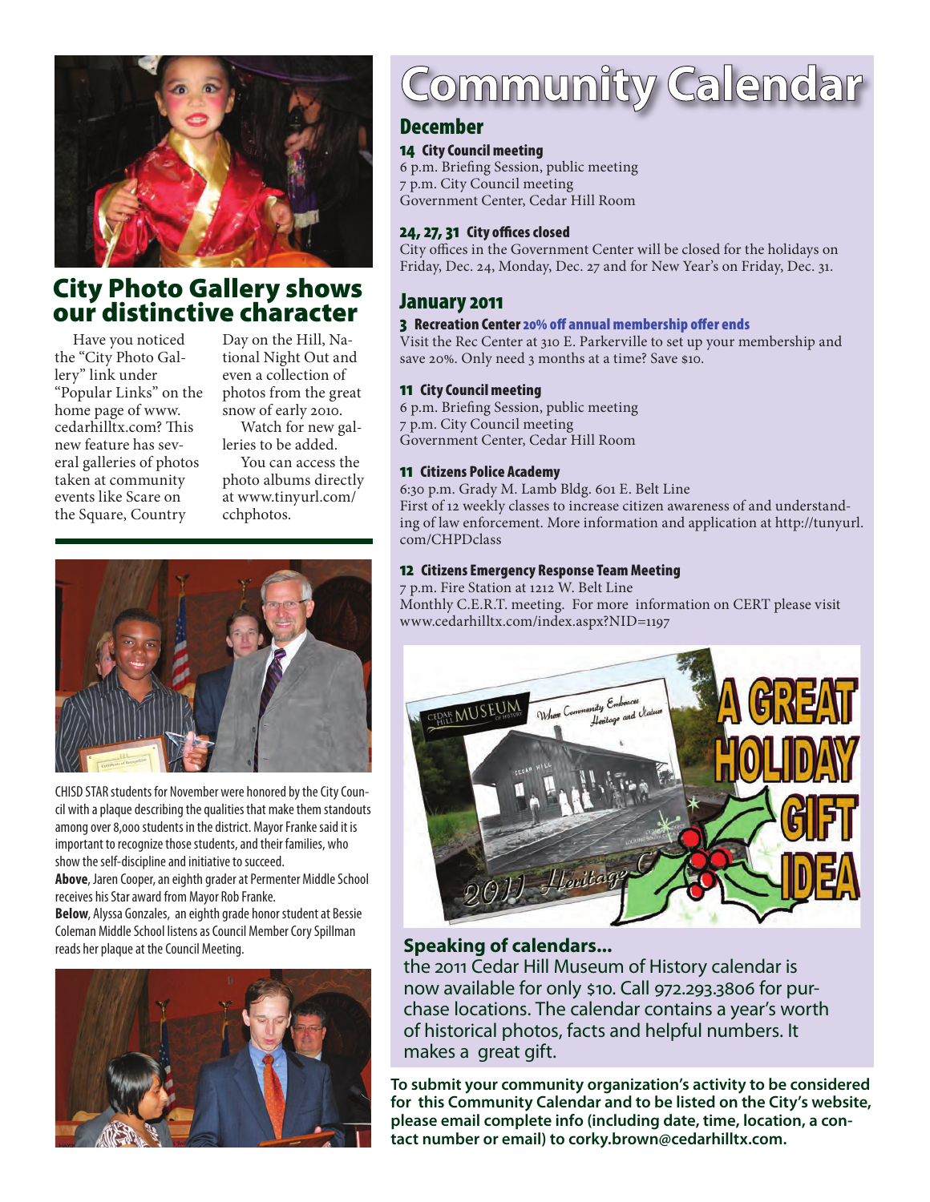## City Photo Gallery shows our distinctive character

Have you noticed the "City Photo Gallery" link under "Popular Links" on the home page of www.cedarhilltx.com? This new feature has several galleries of photos taken at community events like Scare on the Square, Country Day on the Hill, National Night Out and even a collection of photos from the great snow of early 2010.

Watch for new galleries to be added.

You can access the photo albums directly at www.tinyurl.com/cchphotos.

CHISD STAR students for November were honored by the City Council with a plaque describing the qualities that make them standouts among over 8,000 students in the district. Mayor Franke said it is important to recognize those students, and their families, who show the self-discipline and initiative to succeed.

**Above**, Jaren Cooper, an eighth grader at Permenter Middle School receives his Star award from Mayor Rob Franke.

**Below**, Alyssa Gonzales, an eighth grade honor student at Bessie Coleman Middle School listens as Council Member Cory Spillman reads her plaque at the Council Meeting.

# Community Calendar

## December

### 14 City Council meeting

6 p.m. Briefing Session, public meeting
7 p.m. City Council meeting
Government Center, Cedar Hill Room

### 24, 27, 31 City offices closed

City offices in the Government Center will be closed for the holidays on Friday, Dec. 24, Monday, Dec. 27 and for New Year's on Friday, Dec. 31.

## January 2011

### 3 Recreation Center 20% off annual membership offer ends

Visit the Rec Center at 310 E. Parkerville to set up your membership and save 20%. Only need 3 months at a time? Save $10.

### 11 City Council meeting

6 p.m. Briefing Session, public meeting
7 p.m. City Council meeting
Government Center, Cedar Hill Room

### 11 Citizens Police Academy

6:30 p.m. Grady M. Lamb Bldg. 601 E. Belt Line
First of 12 weekly classes to increase citizen awareness of and understanding of law enforcement. More information and application at http://tunyurl.com/CHPDclass

### 12 Citizens Emergency Response Team Meeting

7 p.m. Fire Station at 1212 W. Belt Line
Monthly C.E.R.T. meeting. For more information on CERT please visit www.cedarhilltx.com/index.aspx?NID=1197

A GREAT HOLIDAY GIFT IDEA

### Speaking of calendars...

the 2011 Cedar Hill Museum of History calendar is now available for only $10. Call 972.293.3806 for purchase locations. The calendar contains a year's worth of historical photos, facts and helpful numbers. It makes a great gift.

**To submit your community organization's activity to be considered for this Community Calendar and to be listed on the City's website, please email complete info (including date, time, location, a contact number or email) to corky.brown@cedarhilltx.com.**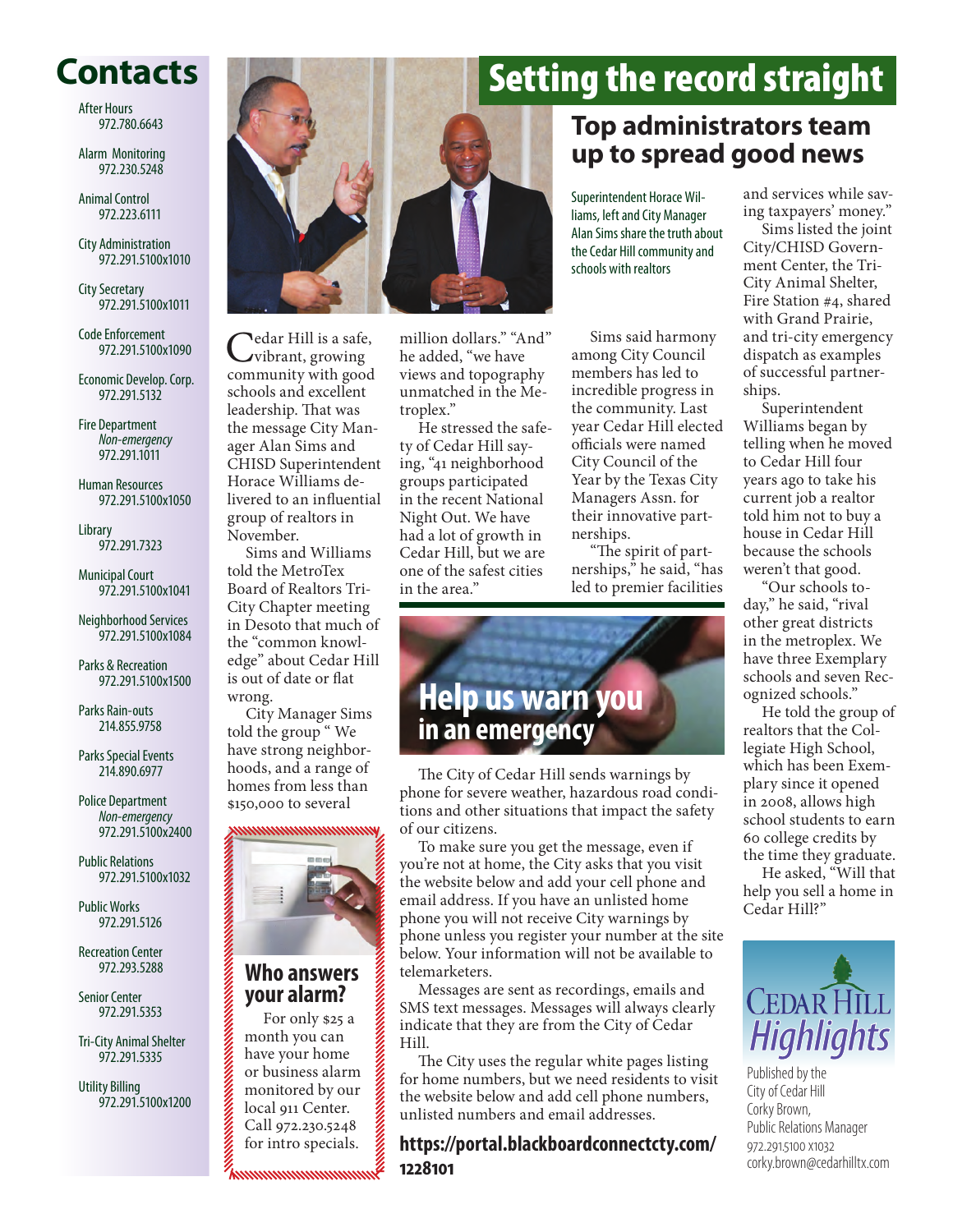# Contacts

After Hours
972.780.6643

Alarm Monitoring
972.230.5248

Animal Control
972.223.6111

City Administration
972.291.5100x1010

City Secretary
972.291.5100x1011

Code Enforcement
972.291.5100x1090

Economic Develop. Corp.
972.291.5132

Fire Department
*Non-emergency*
972.291.1011

Human Resources
972.291.5100x1050

Library
972.291.7323

Municipal Court
972.291.5100x1041

Neighborhood Services
972.291.5100x1084

Parks & Recreation
972.291.5100x1500

Parks Rain-outs
214.855.9758

Parks Special Events
214.890.6977

Police Department
*Non-emergency*
972.291.5100x2400

Public Relations
972.291.5100x1032

Public Works
972.291.5126

Recreation Center
972.293.5288

Senior Center
972.291.5353

Tri-City Animal Shelter
972.291.5335

Utility Billing
972.291.5100x1200

# Setting the record straight

## Top administrators team up to spread good news

Superintendent Horace Williams, left and City Manager Alan Sims share the truth about the Cedar Hill community and schools with realtors

Cedar Hill is a safe, vibrant, growing community with good schools and excellent leadership. That was the message City Manager Alan Sims and CHISD Superintendent Horace Williams delivered to an influential group of realtors in November.

Sims and Williams told the MetroTex Board of Realtors Tri-City Chapter meeting in Desoto that much of the "common knowledge" about Cedar Hill is out of date or flat wrong.

City Manager Sims told the group " We have strong neighborhoods, and a range of homes from less than $150,000 to several million dollars." "And" he added, "we have views and topography unmatched in the Metroplex."

He stressed the safety of Cedar Hill saying, "41 neighborhood groups participated in the recent National Night Out. We have had a lot of growth in Cedar Hill, but we are one of the safest cities in the area."

Sims said harmony among City Council members has led to incredible progress in the community. Last year Cedar Hill elected officials were named City Council of the Year by the Texas City Managers Assn. for their innovative partnerships.

"The spirit of partnerships," he said, "has led to premier facilities and services while saving taxpayers' money."

Sims listed the joint City/CHISD Government Center, the Tri-City Animal Shelter, Fire Station #4, shared with Grand Prairie, and tri-city emergency dispatch as examples of successful partnerships.

Superintendent Williams began by telling when he moved to Cedar Hill four years ago to take his current job a realtor told him not to buy a house in Cedar Hill because the schools weren't that good.

"Our schools today," he said, "rival other great districts in the metroplex. We have three Exemplary schools and seven Recognized schools."

He told the group of realtors that the Collegiate High School, which has been Exemplary since it opened in 2008, allows high school students to earn 60 college credits by the time they graduate.

He asked, "Will that help you sell a home in Cedar Hill?"

## Help us warn you in an emergency

The City of Cedar Hill sends warnings by phone for severe weather, hazardous road conditions and other situations that impact the safety of our citizens.

To make sure you get the message, even if you're not at home, the City asks that you visit the website below and add your cell phone and email address. If you have an unlisted home phone you will not receive City warnings by phone unless you register your number at the site below. Your information will not be available to telemarketers.

Messages are sent as recordings, emails and SMS text messages. Messages will always clearly indicate that they are from the City of Cedar Hill.

The City uses the regular white pages listing for home numbers, but we need residents to visit the website below and add cell phone numbers, unlisted numbers and email addresses.

**https://portal.blackboardconnectcty.com/1228101**

## Who answers your alarm?

For only $25 a month you can have your home or business alarm monitored by our local 911 Center. Call 972.230.5248 for intro specials.

CEDAR HILL *Highlights*

Published by the City of Cedar Hill
Corky Brown,
Public Relations Manager
972.291.5100 x1032
corky.brown@cedarhilltx.com